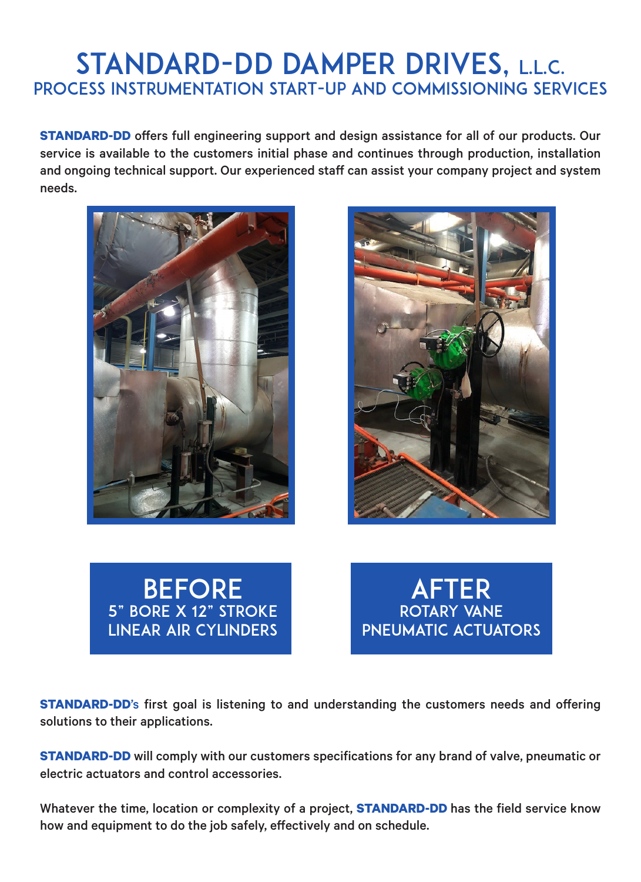# STANDARD-DD DAMPER DRIVES, L.L.C.

## PROCESS INSTRUMENTATION START-UP AND COMMISSIONING SERVICES

**STANDARD-DD** offers full engineering support and design assistance for all of our products. Our service is available to the customers initial phase and continues through production, installation and ongoing technical support. Our experienced staff can assist your company project and system needs.

**BEFORE**
5" BORE X 12" STROKE
LINEAR AIR CYLINDERS

**AFTER**
ROTARY VANE
PNEUMATIC ACTUATORS

**STANDARD-DD's** first goal is listening to and understanding the customers needs and offering solutions to their applications.

**STANDARD-DD** will comply with our customers specifications for any brand of valve, pneumatic or electric actuators and control accessories.

Whatever the time, location or complexity of a project, **STANDARD-DD** has the field service know how and equipment to do the job safely, effectively and on schedule.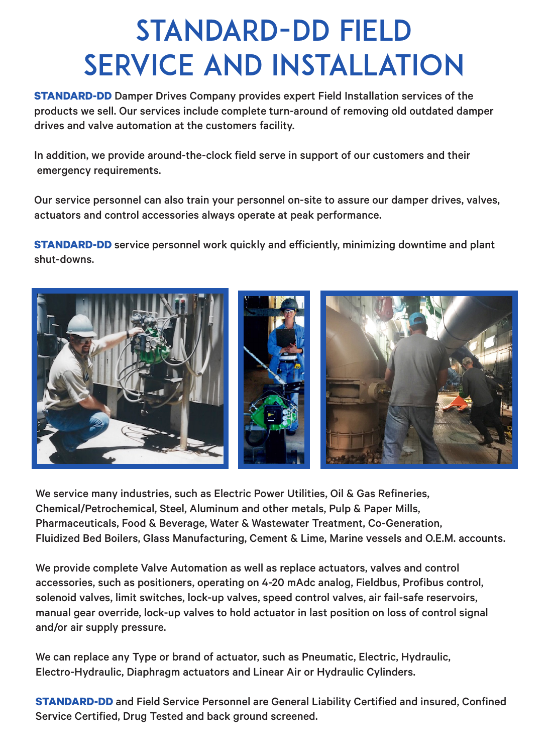# STANDARD-DD FIELD SERVICE AND INSTALLATION

**STANDARD-DD** Damper Drives Company provides expert Field Installation services of the products we sell. Our services include complete turn-around of removing old outdated damper drives and valve automation at the customers facility.

In addition, we provide around-the-clock field serve in support of our customers and their emergency requirements.

Our service personnel can also train your personnel on-site to assure our damper drives, valves, actuators and control accessories always operate at peak performance.

**STANDARD-DD** service personnel work quickly and efficiently, minimizing downtime and plant shut-downs.

We service many industries, such as Electric Power Utilities, Oil & Gas Refineries, Chemical/Petrochemical, Steel, Aluminum and other metals, Pulp & Paper Mills, Pharmaceuticals, Food & Beverage, Water & Wastewater Treatment, Co-Generation, Fluidized Bed Boilers, Glass Manufacturing, Cement & Lime, Marine vessels and O.E.M. accounts.

We provide complete Valve Automation as well as replace actuators, valves and control accessories, such as positioners, operating on 4-20 mAdc analog, Fieldbus, Profibus control, solenoid valves, limit switches, lock-up valves, speed control valves, air fail-safe reservoirs, manual gear override, lock-up valves to hold actuator in last position on loss of control signal and/or air supply pressure.

We can replace any Type or brand of actuator, such as Pneumatic, Electric, Hydraulic, Electro-Hydraulic, Diaphragm actuators and Linear Air or Hydraulic Cylinders.

**STANDARD-DD** and Field Service Personnel are General Liability Certified and insured, Confined Service Certified, Drug Tested and back ground screened.